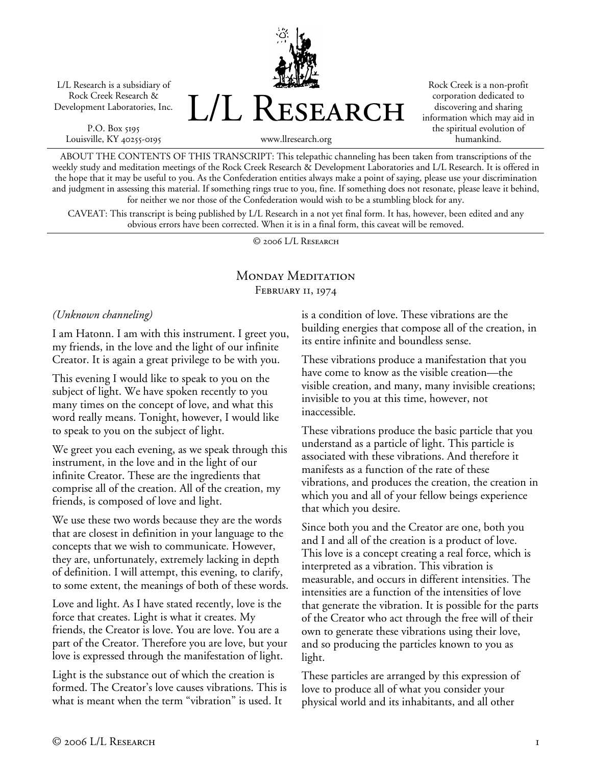L/L Research is a subsidiary of Rock Creek Research & Development Laboratories, Inc.

P.O. Box 5195
Louisville, KY 40255-0195

# L/L Research

www.llresearch.org

Rock Creek is a non-profit corporation dedicated to discovering and sharing information which may aid in the spiritual evolution of humankind.

ABOUT THE CONTENTS OF THIS TRANSCRIPT: This telepathic channeling has been taken from transcriptions of the weekly study and meditation meetings of the Rock Creek Research & Development Laboratories and L/L Research. It is offered in the hope that it may be useful to you. As the Confederation entities always make a point of saying, please use your discrimination and judgment in assessing this material. If something rings true to you, fine. If something does not resonate, please leave it behind, for neither we nor those of the Confederation would wish to be a stumbling block for any.

CAVEAT: This transcript is being published by L/L Research in a not yet final form. It has, however, been edited and any obvious errors have been corrected. When it is in a final form, this caveat will be removed.

© 2006 L/L Research

## Monday Meditation
February 11, 1974

*(Unknown channeling)*

I am Hatonn. I am with this instrument. I greet you, my friends, in the love and the light of our infinite Creator. It is again a great privilege to be with you.

This evening I would like to speak to you on the subject of light. We have spoken recently to you many times on the concept of love, and what this word really means. Tonight, however, I would like to speak to you on the subject of light.

We greet you each evening, as we speak through this instrument, in the love and in the light of our infinite Creator. These are the ingredients that comprise all of the creation. All of the creation, my friends, is composed of love and light.

We use these two words because they are the words that are closest in definition in your language to the concepts that we wish to communicate. However, they are, unfortunately, extremely lacking in depth of definition. I will attempt, this evening, to clarify, to some extent, the meanings of both of these words.

Love and light. As I have stated recently, love is the force that creates. Light is what it creates. My friends, the Creator is love. You are love. You are a part of the Creator. Therefore you are love, but your love is expressed through the manifestation of light.

Light is the substance out of which the creation is formed. The Creator's love causes vibrations. This is what is meant when the term "vibration" is used. It is a condition of love. These vibrations are the building energies that compose all of the creation, in its entire infinite and boundless sense.

These vibrations produce a manifestation that you have come to know as the visible creation—the visible creation, and many, many invisible creations; invisible to you at this time, however, not inaccessible.

These vibrations produce the basic particle that you understand as a particle of light. This particle is associated with these vibrations. And therefore it manifests as a function of the rate of these vibrations, and produces the creation, the creation in which you and all of your fellow beings experience that which you desire.

Since both you and the Creator are one, both you and I and all of the creation is a product of love. This love is a concept creating a real force, which is interpreted as a vibration. This vibration is measurable, and occurs in different intensities. The intensities are a function of the intensities of love that generate the vibration. It is possible for the parts of the Creator who act through the free will of their own to generate these vibrations using their love, and so producing the particles known to you as light.

These particles are arranged by this expression of love to produce all of what you consider your physical world and its inhabitants, and all other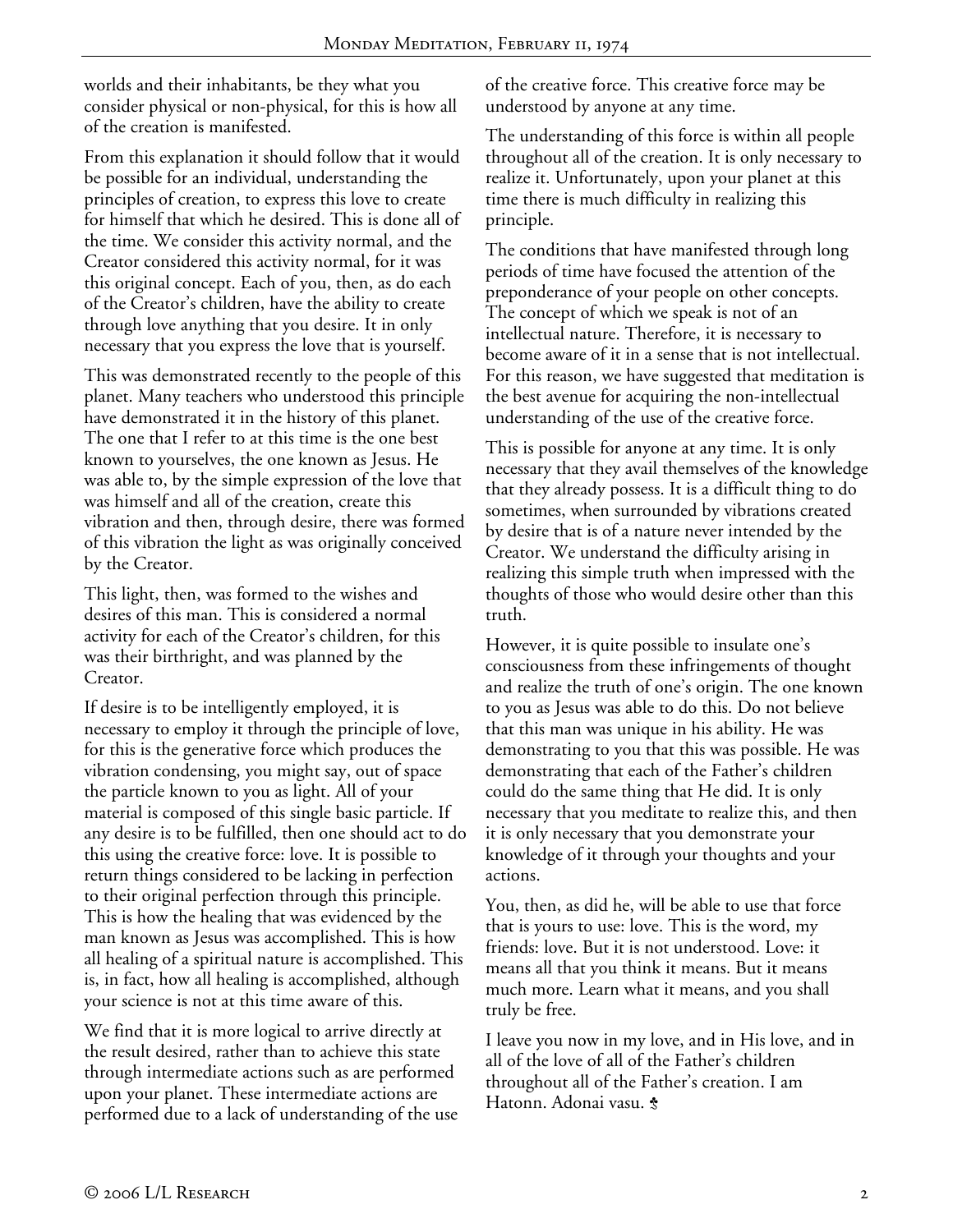worlds and their inhabitants, be they what you consider physical or non-physical, for this is how all of the creation is manifested.

From this explanation it should follow that it would be possible for an individual, understanding the principles of creation, to express this love to create for himself that which he desired. This is done all of the time. We consider this activity normal, and the Creator considered this activity normal, for it was this original concept. Each of you, then, as do each of the Creator's children, have the ability to create through love anything that you desire. It in only necessary that you express the love that is yourself.

This was demonstrated recently to the people of this planet. Many teachers who understood this principle have demonstrated it in the history of this planet. The one that I refer to at this time is the one best known to yourselves, the one known as Jesus. He was able to, by the simple expression of the love that was himself and all of the creation, create this vibration and then, through desire, there was formed of this vibration the light as was originally conceived by the Creator.

This light, then, was formed to the wishes and desires of this man. This is considered a normal activity for each of the Creator's children, for this was their birthright, and was planned by the Creator.

If desire is to be intelligently employed, it is necessary to employ it through the principle of love, for this is the generative force which produces the vibration condensing, you might say, out of space the particle known to you as light. All of your material is composed of this single basic particle. If any desire is to be fulfilled, then one should act to do this using the creative force: love. It is possible to return things considered to be lacking in perfection to their original perfection through this principle. This is how the healing that was evidenced by the man known as Jesus was accomplished. This is how all healing of a spiritual nature is accomplished. This is, in fact, how all healing is accomplished, although your science is not at this time aware of this.

We find that it is more logical to arrive directly at the result desired, rather than to achieve this state through intermediate actions such as are performed upon your planet. These intermediate actions are performed due to a lack of understanding of the use of the creative force. This creative force may be understood by anyone at any time.

The understanding of this force is within all people throughout all of the creation. It is only necessary to realize it. Unfortunately, upon your planet at this time there is much difficulty in realizing this principle.

The conditions that have manifested through long periods of time have focused the attention of the preponderance of your people on other concepts. The concept of which we speak is not of an intellectual nature. Therefore, it is necessary to become aware of it in a sense that is not intellectual. For this reason, we have suggested that meditation is the best avenue for acquiring the non-intellectual understanding of the use of the creative force.

This is possible for anyone at any time. It is only necessary that they avail themselves of the knowledge that they already possess. It is a difficult thing to do sometimes, when surrounded by vibrations created by desire that is of a nature never intended by the Creator. We understand the difficulty arising in realizing this simple truth when impressed with the thoughts of those who would desire other than this truth.

However, it is quite possible to insulate one's consciousness from these infringements of thought and realize the truth of one's origin. The one known to you as Jesus was able to do this. Do not believe that this man was unique in his ability. He was demonstrating to you that this was possible. He was demonstrating that each of the Father's children could do the same thing that He did. It is only necessary that you meditate to realize this, and then it is only necessary that you demonstrate your knowledge of it through your thoughts and your actions.

You, then, as did he, will be able to use that force that is yours to use: love. This is the word, my friends: love. But it is not understood. Love: it means all that you think it means. But it means much more. Learn what it means, and you shall truly be free.

I leave you now in my love, and in His love, and in all of the love of all of the Father's children throughout all of the Father's creation. I am Hatonn. Adonai vasu. ♰